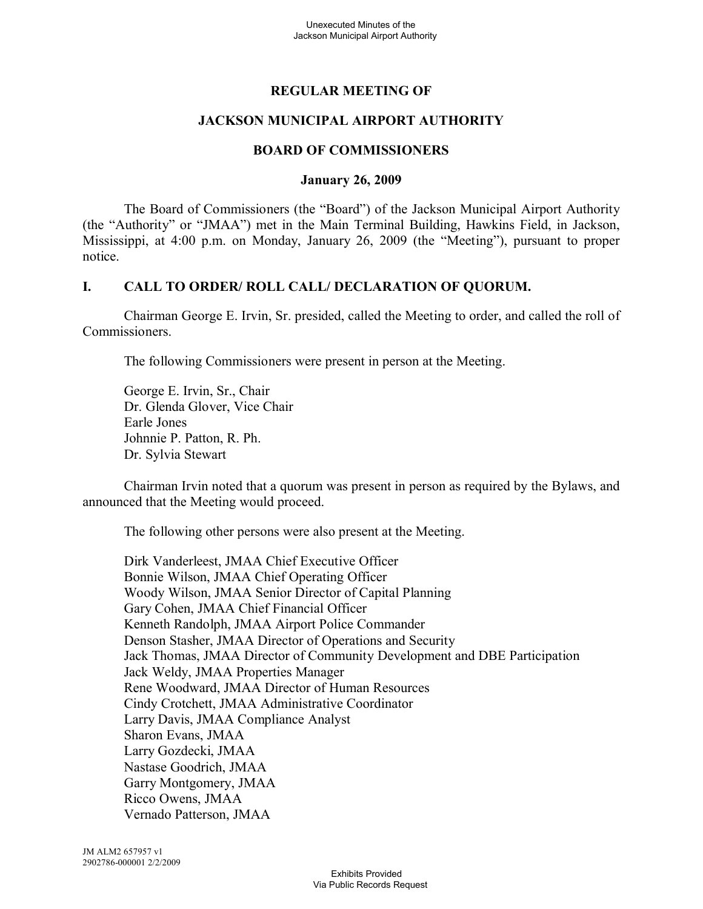# REGULAR MEETING OF

# JACKSON MUNICIPAL AIRPORT AUTHORITY

# BOARD OF COMMISSIONERS

**January 26, 2009**

The Board of Commissioners (the "Board") of the Jackson Municipal Airport Authority (the "Authority" or "JMAA") met in the Main Terminal Building, Hawkins Field, in Jackson, Mississippi, at 4:00 p.m. on Monday, January 26, 2009 (the "Meeting"), pursuant to proper notice.

## I. CALL TO ORDER/ ROLL CALL/ DECLARATION OF QUORUM.

Chairman George E. Irvin, Sr. presided, called the Meeting to order, and called the roll of Commissioners.

The following Commissioners were present in person at the Meeting.

George E. Irvin, Sr., Chair
Dr. Glenda Glover, Vice Chair
Earle Jones
Johnnie P. Patton, R. Ph.
Dr. Sylvia Stewart

Chairman Irvin noted that a quorum was present in person as required by the Bylaws, and announced that the Meeting would proceed.

The following other persons were also present at the Meeting.

Dirk Vanderleest, JMAA Chief Executive Officer
Bonnie Wilson, JMAA Chief Operating Officer
Woody Wilson, JMAA Senior Director of Capital Planning
Gary Cohen, JMAA Chief Financial Officer
Kenneth Randolph, JMAA Airport Police Commander
Denson Stasher, JMAA Director of Operations and Security
Jack Thomas, JMAA Director of Community Development and DBE Participation
Jack Weldy, JMAA Properties Manager
Rene Woodward, JMAA Director of Human Resources
Cindy Crotchett, JMAA Administrative Coordinator
Larry Davis, JMAA Compliance Analyst
Sharon Evans, JMAA
Larry Gozdecki, JMAA
Nastase Goodrich, JMAA
Garry Montgomery, JMAA
Ricco Owens, JMAA
Vernado Patterson, JMAA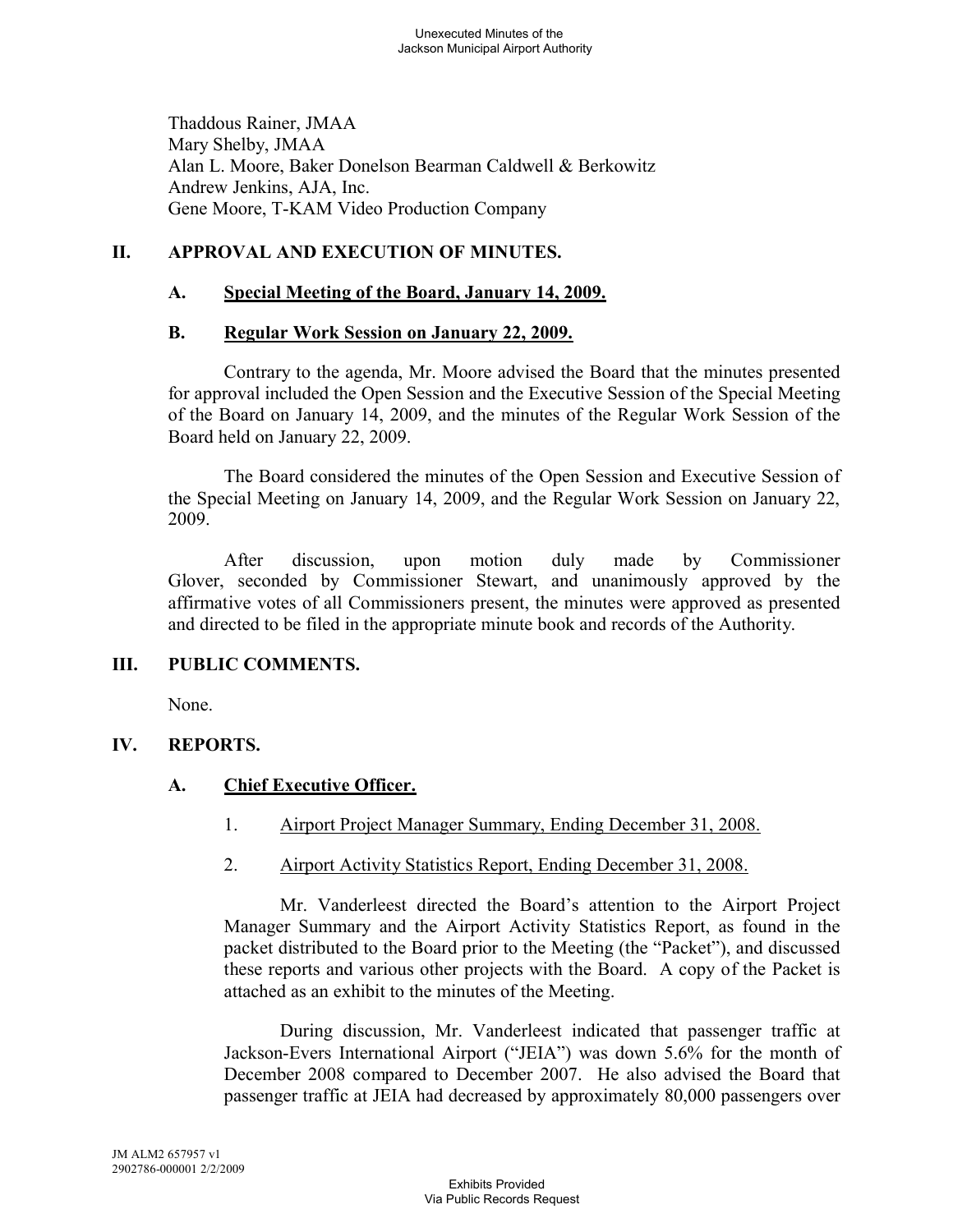Thaddous Rainer, JMAA
Mary Shelby, JMAA
Alan L. Moore, Baker Donelson Bearman Caldwell & Berkowitz
Andrew Jenkins, AJA, Inc.
Gene Moore, T-KAM Video Production Company

## II. APPROVAL AND EXECUTION OF MINUTES.

### A. Special Meeting of the Board, January 14, 2009.

### B. Regular Work Session on January 22, 2009.

Contrary to the agenda, Mr. Moore advised the Board that the minutes presented for approval included the Open Session and the Executive Session of the Special Meeting of the Board on January 14, 2009, and the minutes of the Regular Work Session of the Board held on January 22, 2009.

The Board considered the minutes of the Open Session and Executive Session of the Special Meeting on January 14, 2009, and the Regular Work Session on January 22, 2009.

After discussion, upon motion duly made by Commissioner Glover, seconded by Commissioner Stewart, and unanimously approved by the affirmative votes of all Commissioners present, the minutes were approved as presented and directed to be filed in the appropriate minute book and records of the Authority.

## III. PUBLIC COMMENTS.

None.

## IV. REPORTS.

### A. Chief Executive Officer.

1. Airport Project Manager Summary, Ending December 31, 2008.

2. Airport Activity Statistics Report, Ending December 31, 2008.

Mr. Vanderleest directed the Board's attention to the Airport Project Manager Summary and the Airport Activity Statistics Report, as found in the packet distributed to the Board prior to the Meeting (the "Packet"), and discussed these reports and various other projects with the Board. A copy of the Packet is attached as an exhibit to the minutes of the Meeting.

During discussion, Mr. Vanderleest indicated that passenger traffic at Jackson-Evers International Airport ("JEIA") was down 5.6% for the month of December 2008 compared to December 2007. He also advised the Board that passenger traffic at JEIA had decreased by approximately 80,000 passengers over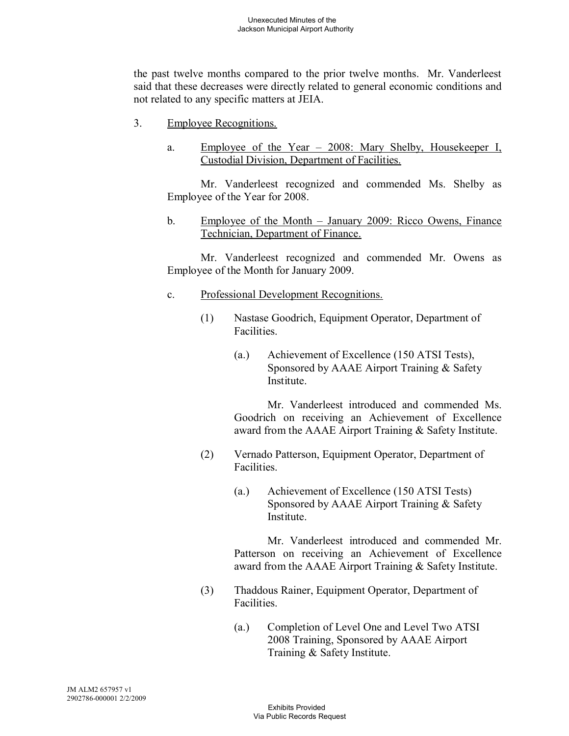the past twelve months compared to the prior twelve months. Mr. Vanderleest said that these decreases were directly related to general economic conditions and not related to any specific matters at JEIA.

3. Employee Recognitions.

   a. Employee of the Year – 2008: Mary Shelby, Housekeeper I, Custodial Division, Department of Facilities.

      Mr. Vanderleest recognized and commended Ms. Shelby as Employee of the Year for 2008.

   b. Employee of the Month – January 2009: Ricco Owens, Finance Technician, Department of Finance.

      Mr. Vanderleest recognized and commended Mr. Owens as Employee of the Month for January 2009.

   c. Professional Development Recognitions.

      (1) Nastase Goodrich, Equipment Operator, Department of Facilities.

         (a.) Achievement of Excellence (150 ATSI Tests), Sponsored by AAAE Airport Training & Safety Institute.

            Mr. Vanderleest introduced and commended Ms. Goodrich on receiving an Achievement of Excellence award from the AAAE Airport Training & Safety Institute.

      (2) Vernado Patterson, Equipment Operator, Department of Facilities.

         (a.) Achievement of Excellence (150 ATSI Tests) Sponsored by AAAE Airport Training & Safety Institute.

            Mr. Vanderleest introduced and commended Mr. Patterson on receiving an Achievement of Excellence award from the AAAE Airport Training & Safety Institute.

      (3) Thaddous Rainer, Equipment Operator, Department of Facilities.

         (a.) Completion of Level One and Level Two ATSI 2008 Training, Sponsored by AAAE Airport Training & Safety Institute.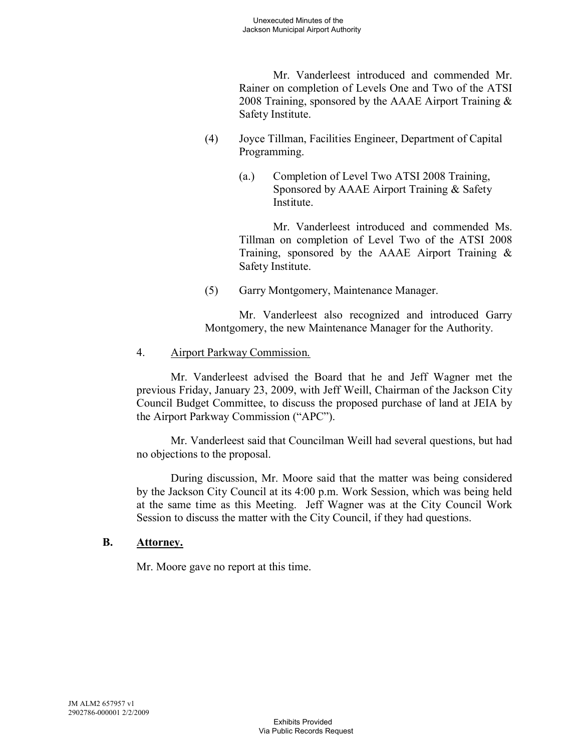Mr. Vanderleest introduced and commended Mr. Rainer on completion of Levels One and Two of the ATSI 2008 Training, sponsored by the AAAE Airport Training & Safety Institute.

(4) Joyce Tillman, Facilities Engineer, Department of Capital Programming.

(a.) Completion of Level Two ATSI 2008 Training, Sponsored by AAAE Airport Training & Safety Institute.

Mr. Vanderleest introduced and commended Ms. Tillman on completion of Level Two of the ATSI 2008 Training, sponsored by the AAAE Airport Training & Safety Institute.

(5) Garry Montgomery, Maintenance Manager.

Mr. Vanderleest also recognized and introduced Garry Montgomery, the new Maintenance Manager for the Authority.

4. Airport Parkway Commission.

Mr. Vanderleest advised the Board that he and Jeff Wagner met the previous Friday, January 23, 2009, with Jeff Weill, Chairman of the Jackson City Council Budget Committee, to discuss the proposed purchase of land at JEIA by the Airport Parkway Commission ("APC").

Mr. Vanderleest said that Councilman Weill had several questions, but had no objections to the proposal.

During discussion, Mr. Moore said that the matter was being considered by the Jackson City Council at its 4:00 p.m. Work Session, which was being held at the same time as this Meeting. Jeff Wagner was at the City Council Work Session to discuss the matter with the City Council, if they had questions.

**B. Attorney.**

Mr. Moore gave no report at this time.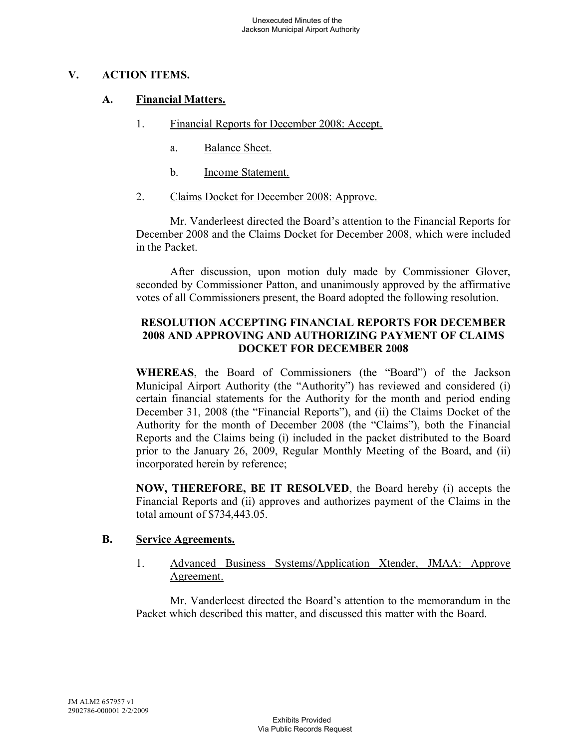## V. ACTION ITEMS.

### A. Financial Matters.

1. Financial Reports for December 2008: Accept.

   a. Balance Sheet.

   b. Income Statement.

2. Claims Docket for December 2008: Approve.

Mr. Vanderleest directed the Board's attention to the Financial Reports for December 2008 and the Claims Docket for December 2008, which were included in the Packet.

After discussion, upon motion duly made by Commissioner Glover, seconded by Commissioner Patton, and unanimously approved by the affirmative votes of all Commissioners present, the Board adopted the following resolution.

**RESOLUTION ACCEPTING FINANCIAL REPORTS FOR DECEMBER 2008 AND APPROVING AND AUTHORIZING PAYMENT OF CLAIMS DOCKET FOR DECEMBER 2008**

**WHEREAS**, the Board of Commissioners (the "Board") of the Jackson Municipal Airport Authority (the "Authority") has reviewed and considered (i) certain financial statements for the Authority for the month and period ending December 31, 2008 (the "Financial Reports"), and (ii) the Claims Docket of the Authority for the month of December 2008 (the "Claims"), both the Financial Reports and the Claims being (i) included in the packet distributed to the Board prior to the January 26, 2009, Regular Monthly Meeting of the Board, and (ii) incorporated herein by reference;

**NOW, THEREFORE, BE IT RESOLVED**, the Board hereby (i) accepts the Financial Reports and (ii) approves and authorizes payment of the Claims in the total amount of $734,443.05.

### B. Service Agreements.

1. Advanced Business Systems/Application Xtender, JMAA: Approve Agreement.

Mr. Vanderleest directed the Board's attention to the memorandum in the Packet which described this matter, and discussed this matter with the Board.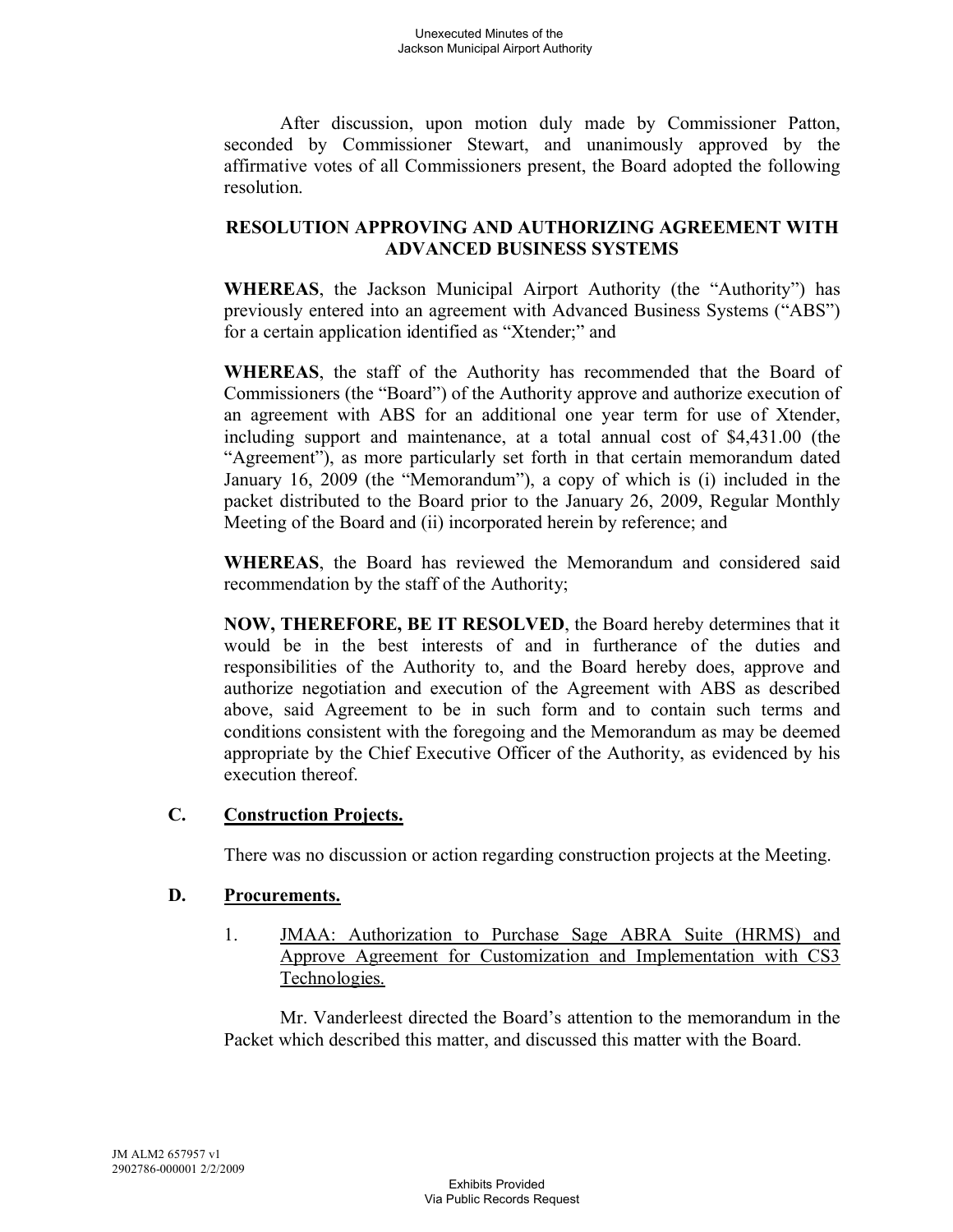After discussion, upon motion duly made by Commissioner Patton, seconded by Commissioner Stewart, and unanimously approved by the affirmative votes of all Commissioners present, the Board adopted the following resolution.

**RESOLUTION APPROVING AND AUTHORIZING AGREEMENT WITH ADVANCED BUSINESS SYSTEMS**

**WHEREAS**, the Jackson Municipal Airport Authority (the "Authority") has previously entered into an agreement with Advanced Business Systems ("ABS") for a certain application identified as "Xtender;" and

**WHEREAS**, the staff of the Authority has recommended that the Board of Commissioners (the "Board") of the Authority approve and authorize execution of an agreement with ABS for an additional one year term for use of Xtender, including support and maintenance, at a total annual cost of $4,431.00 (the "Agreement"), as more particularly set forth in that certain memorandum dated January 16, 2009 (the "Memorandum"), a copy of which is (i) included in the packet distributed to the Board prior to the January 26, 2009, Regular Monthly Meeting of the Board and (ii) incorporated herein by reference; and

**WHEREAS**, the Board has reviewed the Memorandum and considered said recommendation by the staff of the Authority;

**NOW, THEREFORE, BE IT RESOLVED**, the Board hereby determines that it would be in the best interests of and in furtherance of the duties and responsibilities of the Authority to, and the Board hereby does, approve and authorize negotiation and execution of the Agreement with ABS as described above, said Agreement to be in such form and to contain such terms and conditions consistent with the foregoing and the Memorandum as may be deemed appropriate by the Chief Executive Officer of the Authority, as evidenced by his execution thereof.

## C. Construction Projects.

There was no discussion or action regarding construction projects at the Meeting.

## D. Procurements.

1. JMAA: Authorization to Purchase Sage ABRA Suite (HRMS) and Approve Agreement for Customization and Implementation with CS3 Technologies.

Mr. Vanderleest directed the Board's attention to the memorandum in the Packet which described this matter, and discussed this matter with the Board.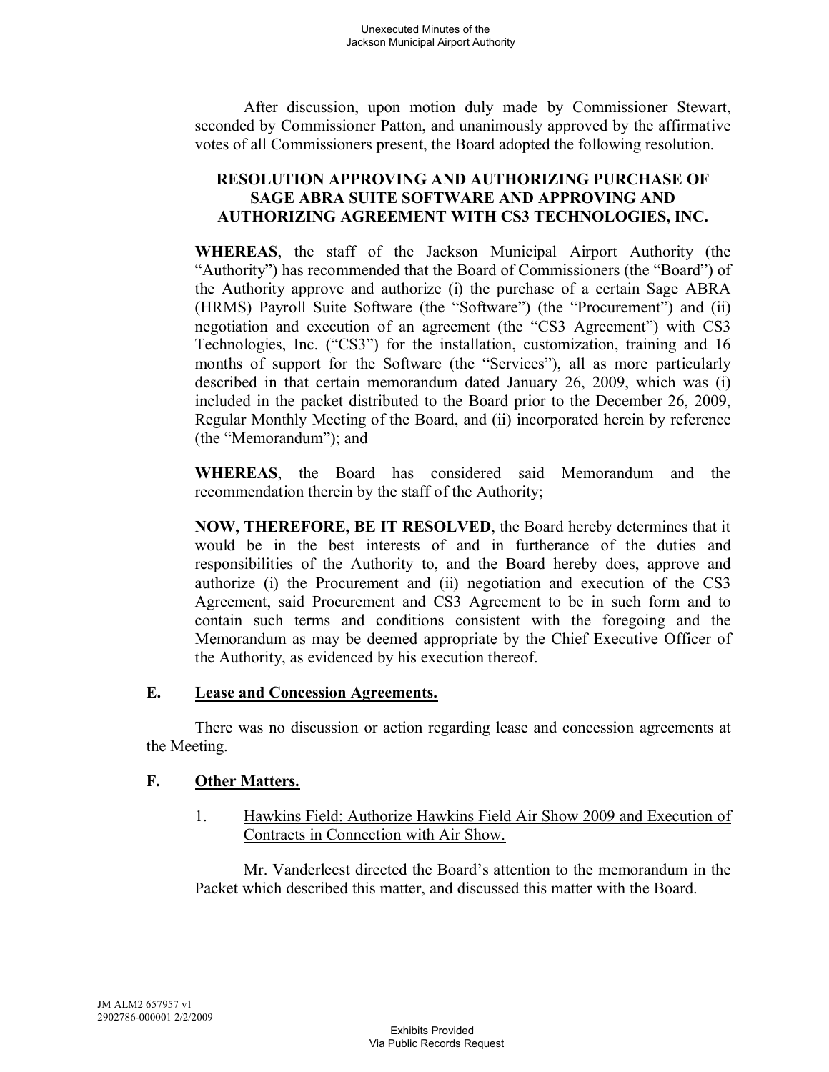After discussion, upon motion duly made by Commissioner Stewart, seconded by Commissioner Patton, and unanimously approved by the affirmative votes of all Commissioners present, the Board adopted the following resolution.

**RESOLUTION APPROVING AND AUTHORIZING PURCHASE OF SAGE ABRA SUITE SOFTWARE AND APPROVING AND AUTHORIZING AGREEMENT WITH CS3 TECHNOLOGIES, INC.**

**WHEREAS**, the staff of the Jackson Municipal Airport Authority (the "Authority") has recommended that the Board of Commissioners (the "Board") of the Authority approve and authorize (i) the purchase of a certain Sage ABRA (HRMS) Payroll Suite Software (the "Software") (the "Procurement") and (ii) negotiation and execution of an agreement (the "CS3 Agreement") with CS3 Technologies, Inc. ("CS3") for the installation, customization, training and 16 months of support for the Software (the "Services"), all as more particularly described in that certain memorandum dated January 26, 2009, which was (i) included in the packet distributed to the Board prior to the December 26, 2009, Regular Monthly Meeting of the Board, and (ii) incorporated herein by reference (the "Memorandum"); and

**WHEREAS**, the Board has considered said Memorandum and the recommendation therein by the staff of the Authority;

**NOW, THEREFORE, BE IT RESOLVED**, the Board hereby determines that it would be in the best interests of and in furtherance of the duties and responsibilities of the Authority to, and the Board hereby does, approve and authorize (i) the Procurement and (ii) negotiation and execution of the CS3 Agreement, said Procurement and CS3 Agreement to be in such form and to contain such terms and conditions consistent with the foregoing and the Memorandum as may be deemed appropriate by the Chief Executive Officer of the Authority, as evidenced by his execution thereof.

## E. Lease and Concession Agreements.

There was no discussion or action regarding lease and concession agreements at the Meeting.

## F. Other Matters.

1. Hawkins Field: Authorize Hawkins Field Air Show 2009 and Execution of Contracts in Connection with Air Show.

Mr. Vanderleest directed the Board's attention to the memorandum in the Packet which described this matter, and discussed this matter with the Board.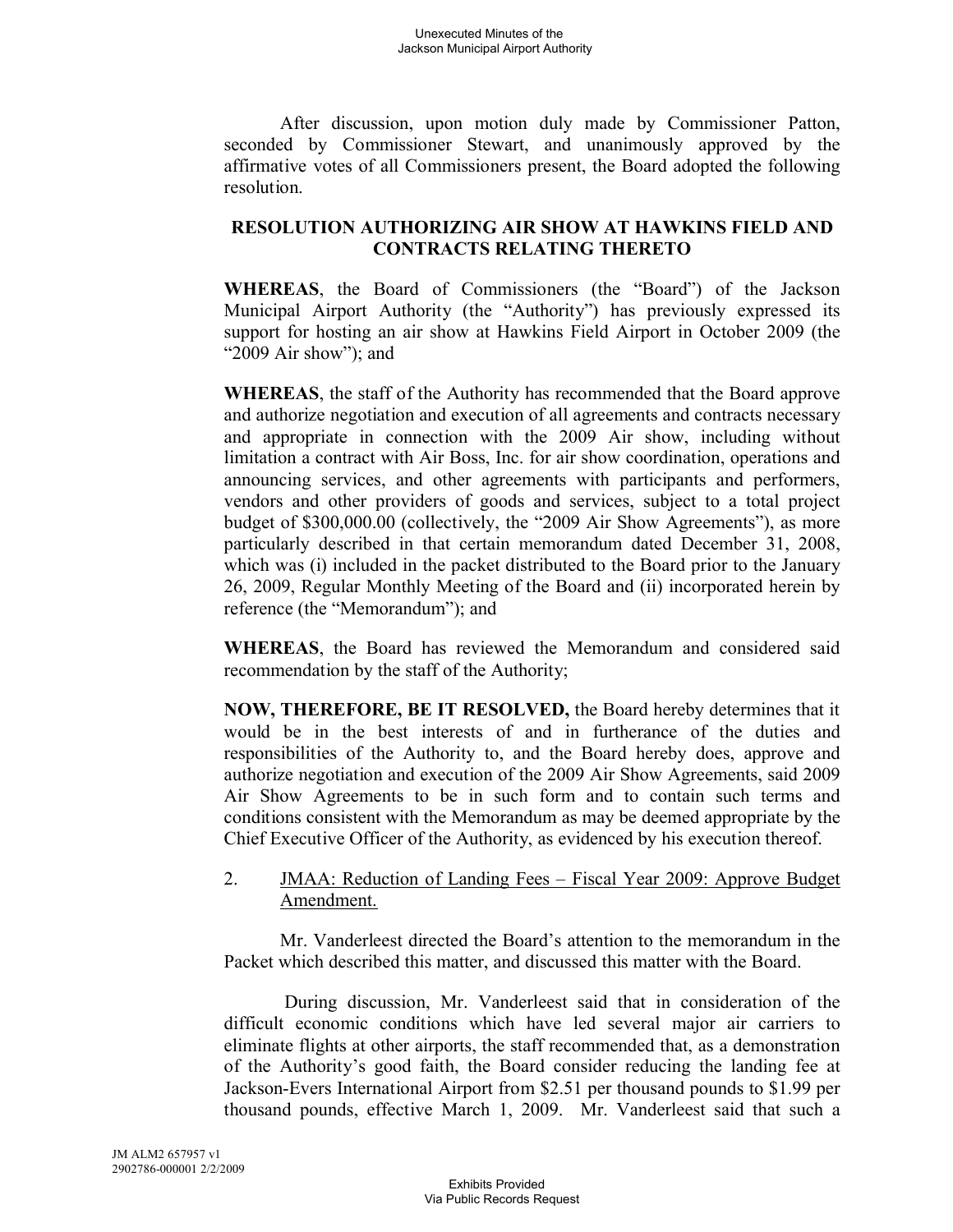After discussion, upon motion duly made by Commissioner Patton, seconded by Commissioner Stewart, and unanimously approved by the affirmative votes of all Commissioners present, the Board adopted the following resolution.

**RESOLUTION AUTHORIZING AIR SHOW AT HAWKINS FIELD AND CONTRACTS RELATING THERETO**

**WHEREAS**, the Board of Commissioners (the "Board") of the Jackson Municipal Airport Authority (the "Authority") has previously expressed its support for hosting an air show at Hawkins Field Airport in October 2009 (the "2009 Air show"); and

**WHEREAS**, the staff of the Authority has recommended that the Board approve and authorize negotiation and execution of all agreements and contracts necessary and appropriate in connection with the 2009 Air show, including without limitation a contract with Air Boss, Inc. for air show coordination, operations and announcing services, and other agreements with participants and performers, vendors and other providers of goods and services, subject to a total project budget of $300,000.00 (collectively, the "2009 Air Show Agreements"), as more particularly described in that certain memorandum dated December 31, 2008, which was (i) included in the packet distributed to the Board prior to the January 26, 2009, Regular Monthly Meeting of the Board and (ii) incorporated herein by reference (the "Memorandum"); and

**WHEREAS**, the Board has reviewed the Memorandum and considered said recommendation by the staff of the Authority;

**NOW, THEREFORE, BE IT RESOLVED,** the Board hereby determines that it would be in the best interests of and in furtherance of the duties and responsibilities of the Authority to, and the Board hereby does, approve and authorize negotiation and execution of the 2009 Air Show Agreements, said 2009 Air Show Agreements to be in such form and to contain such terms and conditions consistent with the Memorandum as may be deemed appropriate by the Chief Executive Officer of the Authority, as evidenced by his execution thereof.

2. JMAA: Reduction of Landing Fees – Fiscal Year 2009: Approve Budget Amendment.

Mr. Vanderleest directed the Board's attention to the memorandum in the Packet which described this matter, and discussed this matter with the Board.

During discussion, Mr. Vanderleest said that in consideration of the difficult economic conditions which have led several major air carriers to eliminate flights at other airports, the staff recommended that, as a demonstration of the Authority's good faith, the Board consider reducing the landing fee at Jackson-Evers International Airport from $2.51 per thousand pounds to $1.99 per thousand pounds, effective March 1, 2009. Mr. Vanderleest said that such a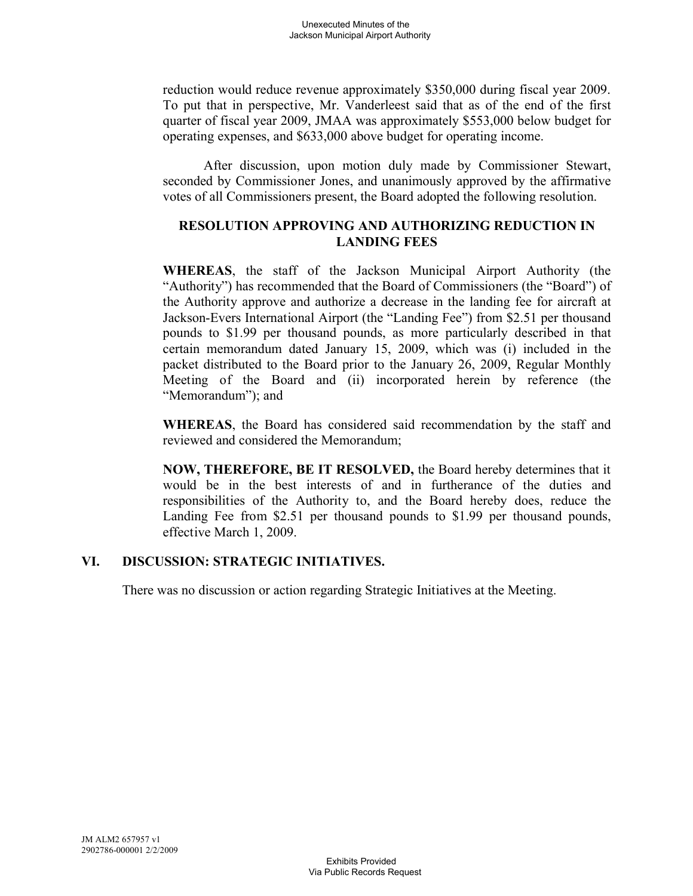reduction would reduce revenue approximately $350,000 during fiscal year 2009. To put that in perspective, Mr. Vanderleest said that as of the end of the first quarter of fiscal year 2009, JMAA was approximately $553,000 below budget for operating expenses, and $633,000 above budget for operating income.

After discussion, upon motion duly made by Commissioner Stewart, seconded by Commissioner Jones, and unanimously approved by the affirmative votes of all Commissioners present, the Board adopted the following resolution.

**RESOLUTION APPROVING AND AUTHORIZING REDUCTION IN LANDING FEES**

**WHEREAS**, the staff of the Jackson Municipal Airport Authority (the "Authority") has recommended that the Board of Commissioners (the "Board") of the Authority approve and authorize a decrease in the landing fee for aircraft at Jackson-Evers International Airport (the "Landing Fee") from $2.51 per thousand pounds to $1.99 per thousand pounds, as more particularly described in that certain memorandum dated January 15, 2009, which was (i) included in the packet distributed to the Board prior to the January 26, 2009, Regular Monthly Meeting of the Board and (ii) incorporated herein by reference (the "Memorandum"); and

**WHEREAS**, the Board has considered said recommendation by the staff and reviewed and considered the Memorandum;

**NOW, THEREFORE, BE IT RESOLVED,** the Board hereby determines that it would be in the best interests of and in furtherance of the duties and responsibilities of the Authority to, and the Board hereby does, reduce the Landing Fee from $2.51 per thousand pounds to $1.99 per thousand pounds, effective March 1, 2009.

## VI. DISCUSSION: STRATEGIC INITIATIVES.

There was no discussion or action regarding Strategic Initiatives at the Meeting.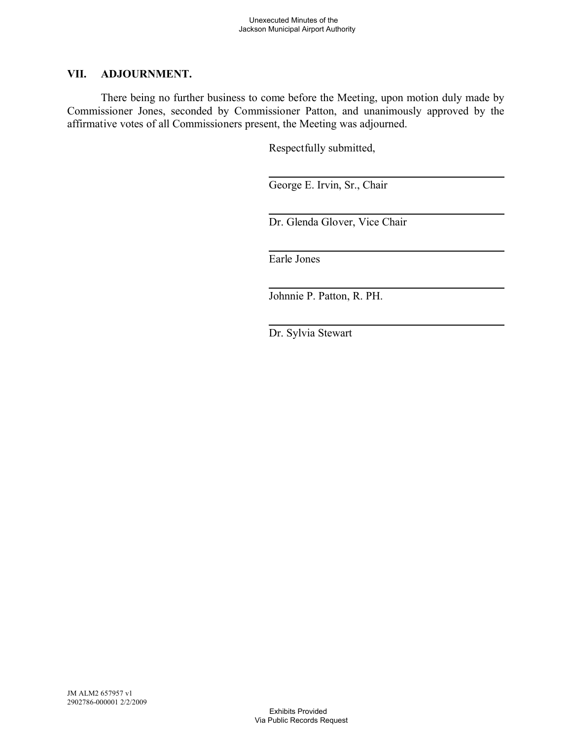## VII. ADJOURNMENT.

There being no further business to come before the Meeting, upon motion duly made by Commissioner Jones, seconded by Commissioner Patton, and unanimously approved by the affirmative votes of all Commissioners present, the Meeting was adjourned.

Respectfully submitted,

\_\_\_\_\_\_\_\_\_\_\_\_\_\_\_\_\_\_\_\_\_\_\_\_\_\_\_\_\_\_\_\_
George E. Irvin, Sr., Chair

\_\_\_\_\_\_\_\_\_\_\_\_\_\_\_\_\_\_\_\_\_\_\_\_\_\_\_\_\_\_\_\_
Dr. Glenda Glover, Vice Chair

\_\_\_\_\_\_\_\_\_\_\_\_\_\_\_\_\_\_\_\_\_\_\_\_\_\_\_\_\_\_\_\_
Earle Jones

\_\_\_\_\_\_\_\_\_\_\_\_\_\_\_\_\_\_\_\_\_\_\_\_\_\_\_\_\_\_\_\_
Johnnie P. Patton, R. PH.

\_\_\_\_\_\_\_\_\_\_\_\_\_\_\_\_\_\_\_\_\_\_\_\_\_\_\_\_\_\_\_\_
Dr. Sylvia Stewart

JM ALM2 657957 v1
2902786-000001 2/2/2009